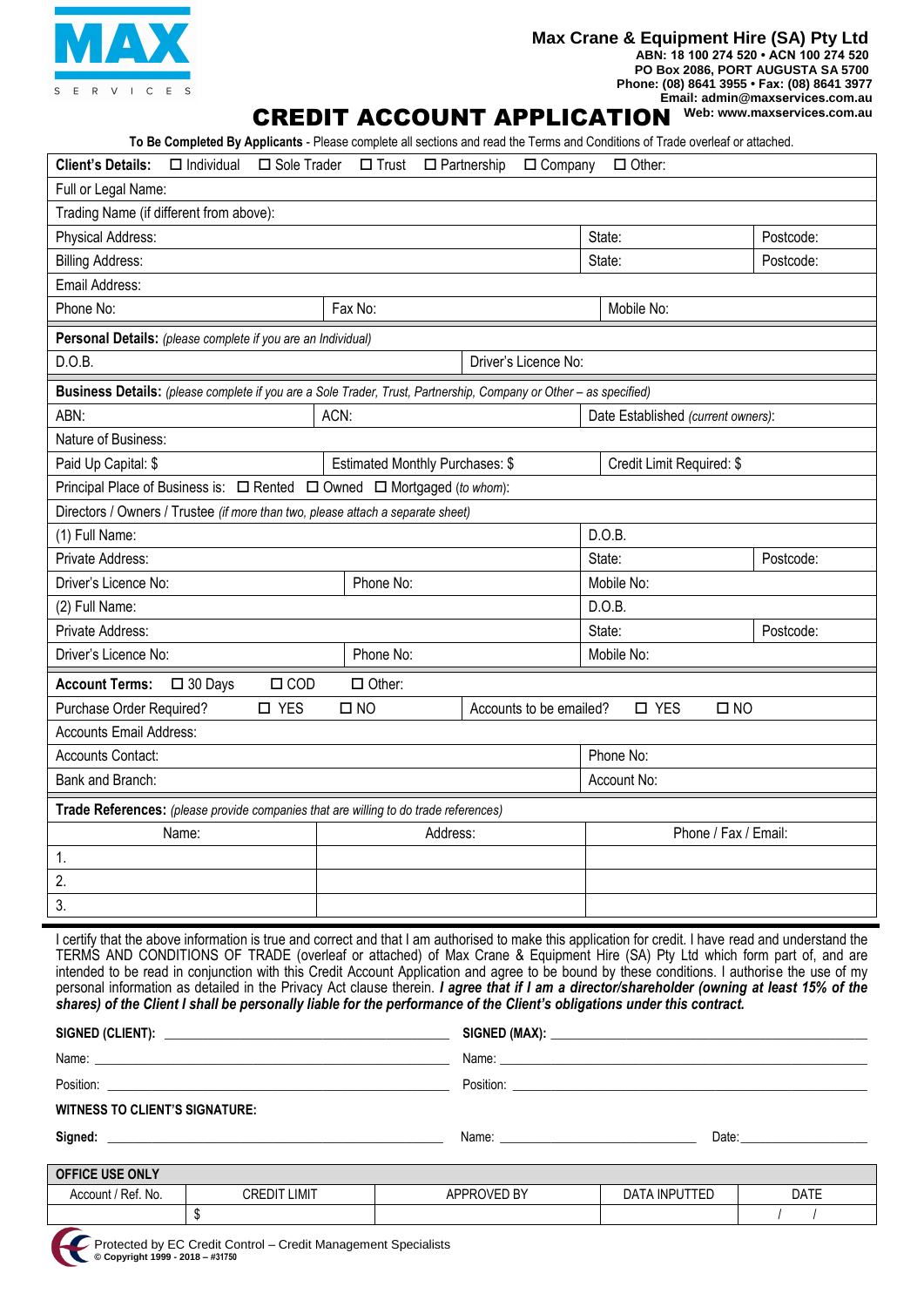MAX
SERVICES

**Max Crane & Equipment Hire (SA) Pty Ltd**
**ABN: 18 100 274 520 • ACN 100 274 520**
**PO Box 2086, PORT AUGUSTA SA 5700**
**Phone: (08) 8641 3955 • Fax: (08) 8641 3977**
**Email: admin@maxservices.com.au**
**Web: www.maxservices.com.au**

# CREDIT ACCOUNT APPLICATION

**To Be Completed By Applicants** - Please complete all sections and read the Terms and Conditions of Trade overleaf or attached.

**Client's Details:** ☐ Individual ☐ Sole Trader ☐ Trust ☐ Partnership ☐ Company ☐ Other:

Full or Legal Name:

Trading Name (if different from above):

| Physical Address: | State: | Postcode: |
|---|---|---|
| Billing Address: | State: | Postcode: |

Email Address:

| Phone No: | Fax No: | Mobile No: |
|---|---|---|

**Personal Details:** *(please complete if you are an Individual)*

| D.O.B. | Driver's Licence No: |
|---|---|

**Business Details:** *(please complete if you are a Sole Trader, Trust, Partnership, Company or Other – as specified)*

| ABN: | ACN: | Date Established *(current owners)*: |
|---|---|---|

Nature of Business:

| Paid Up Capital: $ | Estimated Monthly Purchases: $ | Credit Limit Required: $ |
|---|---|---|

Principal Place of Business is: ☐ Rented ☐ Owned ☐ Mortgaged *(to whom)*:

Directors / Owners / Trustee *(if more than two, please attach a separate sheet)*

| (1) Full Name: | | D.O.B. | |
|---|---|---|---|
| Private Address: | | State: | Postcode: |
| Driver's Licence No: | Phone No: | Mobile No: | |
| (2) Full Name: | | D.O.B. | |
| Private Address: | | State: | Postcode: |
| Driver's Licence No: | Phone No: | Mobile No: | |

**Account Terms:** ☐ 30 Days ☐ COD ☐ Other:

| Purchase Order Required? ☐ YES ☐ NO | Accounts to be emailed? ☐ YES ☐ NO |
|---|---|

Accounts Email Address:

| Accounts Contact: | Phone No: |
|---|---|
| Bank and Branch: | Account No: |

**Trade References:** *(please provide companies that are willing to do trade references)*

| Name: | Address: | Phone / Fax / Email: |
|---|---|---|
| 1. | | |
| 2. | | |
| 3. | | |

I certify that the above information is true and correct and that I am authorised to make this application for credit. I have read and understand the TERMS AND CONDITIONS OF TRADE (overleaf or attached) of Max Crane & Equipment Hire (SA) Pty Ltd which form part of, and are intended to be read in conjunction with this Credit Account Application and agree to be bound by these conditions. I authorise the use of my personal information as detailed in the Privacy Act clause therein. ***I agree that if I am a director/shareholder (owning at least 15% of the shares) of the Client I shall be personally liable for the performance of the Client's obligations under this contract.***

**SIGNED (CLIENT):** ______________________ **SIGNED (MAX):** ______________________

Name: ______________________ Name: ______________________

Position: ______________________ Position: ______________________

**WITNESS TO CLIENT'S SIGNATURE:**

**Signed:** ______________________ Name: ______________________ Date: ______________

**OFFICE USE ONLY**

| Account / Ref. No. | CREDIT LIMIT | APPROVED BY | DATA INPUTTED | DATE |
|---|---|---|---|---|
| | $ | | | / / |

Protected by EC Credit Control – Credit Management Specialists
**© Copyright 1999 - 2018 – #31750**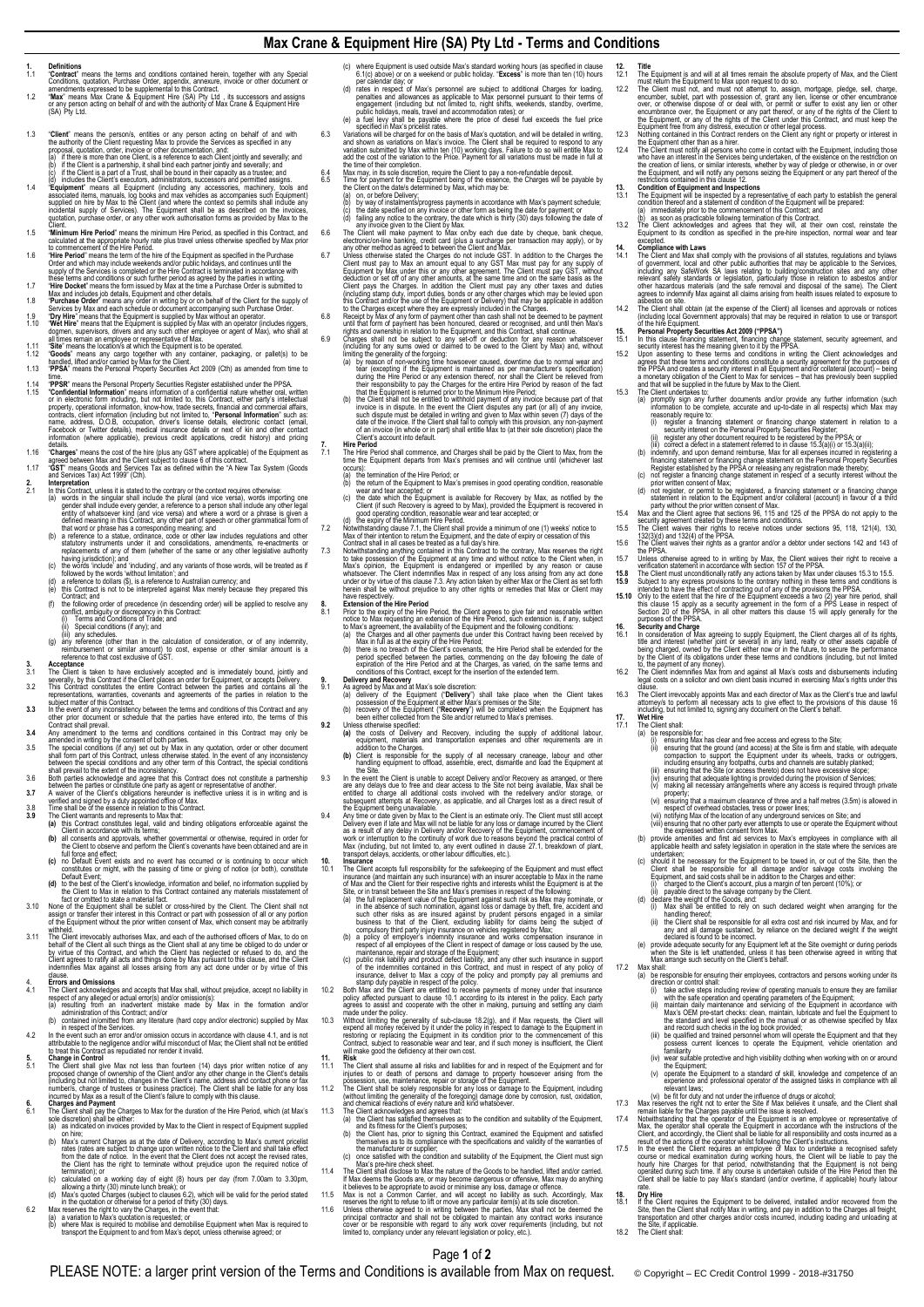# Max Crane & Equipment Hire (SA) Pty Ltd - Terms and Conditions

**1. Definitions**

1.1 "**Contract**" means the terms and conditions contained herein, together with any Special Conditions, quotation, Purchase Order, appendix, annexure, invoice or other document or amendments expressed to be supplemental to this Contract.

1.2 "**Max**" means Max Crane & Equipment Hire (SA) Pty Ltd , its successors and assigns or any person acting on behalf of and with the authority of Max Crane & Equipment Hire (SA) Pty Ltd.

1.3 "**Client**" means the person/s, entities or any person acting on behalf of and with the authority of the Client requesting Max to provide the Services as specified in any proposal, quotation, order, invoice or other documentation, and:
(a) if there is more than one Client, is a reference to each Client jointly and severally; and
(b) if the Client is a partnership, it shall bind each partner jointly and severally; and
(c) if the Client is a part of a Trust, shall be bound in their capacity as a trustee; and
(d) includes the Client's executors, administrators, successors and permitted assigns.

1.4 "**Equipment**" means all Equipment (including any accessories, machinery, tools and associated items, manuals, log books and motor vehicles as accompanies such Equipment) supplied on hire by Max to the Client (and where the context so permits shall include any incidental supply of Services). The Equipment shall be as described on the invoices, quotation, purchase order, or any other work authorisation forms as provided by Max to the Client.

1.5 "**Minimum Hire Period**" means the minimum Hire Period, as specified in this Contract, and calculated at the appropriate hourly rate plus travel unless otherwise specified by Max prior to commencement of the Hire Period.

1.6 "**Hire Period**" means the term of the hire of the Equipment as specified in the Purchase Order and which may include weekends and/or public holidays, and continues until the supply of the Services is completed or the Hire Contract is terminated in accordance with these terms and conditions or such further period as agreed by the parties in writing.

1.7 "**Hire Docket**" means the form issued by Max at the time a Purchase Order is submitted to Max and includes job details, Equipment and other details.

1.8 "**Purchase Order**" means any order in writing by or on behalf of the Client for the supply of Services by Max and each schedule or document accompanying such Purchase Order.

1.9 "**Dry Hire**" means that the Equipment is supplied by Max without an operator.

1.10 "**Wet Hire**" means that the Equipment is supplied by Max with an operator (includes riggers, dogmen, supervisors, drivers and any such other employee or agent of Max), who shall at all times remain an employee or representative of Max.

1.11 "**Site**" means the location/s at which the Equipment is to be operated.

1.12 "**Goods**" means any cargo together with any container, packaging, or pallet(s) to be handled, lifted and/or carried by Max for the Client.

1.13 "**PPSA**" means the Personal Property Securities Act 2009 (Cth) as amended from time to time.

1.14 "**PPSR**" means the Personal Property Securities Register established under the PPSA.

1.15 "**Confidential Information**" means information of a confidential nature whether oral, written or in electronic form including, but not limited to, this Contract, either party's intellectual property, operational information, know-how, trade secrets, financial and commercial affairs, contracts, client information (including but not limited to, "**Personal Information**" such as: name, address, D.O.B, occupation, driver's license details, electronic contact (email, Facebook or Twitter details), medical insurance details or next of kin and other contact information (where applicable), previous credit applications, credit history) and pricing details.

1.16 "**Charges**" means the cost of the hire (plus any GST where applicable) of the Equipment as agreed between Max and the Client subject to clause 6 of this contract.

1.17 "**GST**" means Goods and Services Tax as defined within the "A New Tax System (Goods and Services Tax) Act 1999" (Cth).

**2. Interpretation**

2.1 In this Contract, unless it is stated to the contrary or the context requires otherwise:
(a) words in the singular shall include the plural (and vice versa), words importing one gender shall include every gender, a reference to a person shall include any other legal entity of whatsoever kind (and vice versa) and where a word or a phrase is given a defined meaning in this Contract, any other part of speech or other grammatical form of that word or phrase has a corresponding meaning; and
(b) a reference to a statute, ordinance, code or other law includes regulations and other statutory instruments under it and consolidations, amendments, re-enactments or replacements of any of them (whether of the same or any other legislative authority having jurisdiction); and
(c) the words 'include' and 'including', and any variants of those words, will be treated as if followed by the words 'without limitation'; and
(d) a reference to dollars ($), is a reference to Australian currency; and
(e) this Contract is not to be interpreted against Max merely because they prepared this Contract; and
(f) the following order of precedence (in descending order) will be applied to resolve any conflict, ambiguity or discrepancy in this Contract:
(i) Terms and Conditions of Trade; and
(ii) Special conditions (if any); and
(iii) any schedules.
(g) any reference (other than in the calculation of consideration, or of any indemnity, reimbursement or similar amount) to cost, expense or other similar amount is a reference to that cost exclusive of GST.

**3. Acceptance**

3.1 The Client is taken to have exclusively accepted and is immediately bound, jointly and severally, by this Contract if the Client places an order for Equipment, or accepts Delivery.

3.2 This Contract constitutes the entire Contract between the parties and contains all the representations, warranties, covenants and agreements of the parties in relation to the subject matter of this Contract.

**3.3** In the event of any inconsistency between the terms and conditions of this Contract and any other prior document or schedule that the parties have entered into, the terms of this Contract shall prevail.

**3.4** Any amendment to the terms and conditions contained in this Contract may only be amended in writing by the consent of both parties.

3.5 The special conditions (if any) set out by Max in any quotation, order or other document shall form part of this Contract, unless otherwise stated. In the event of any inconsistency between the special conditions and any other term of this Contract, the special conditions shall prevail to the extent of the inconsistency.

3.6 Both parties acknowledge and agree that this Contract does not constitute a partnership between the parties or constitute one party as agent or representative of another.

3.7 A waiver of the Client's obligations hereunder is ineffective unless it is in writing and is verified and signed by a duly appointed officer of Max.

3.8 Time shall be of the essence in relation to this Contract.

**3.9** The Client warrants and represents to Max that:
**(a)** this Contract constitutes legal, valid and binding obligations enforceable against the Client in accordance with its terms;
**(b)** all consents and approvals, whether governmental or otherwise, required in order for the Client to observe and perform the Client's covenants have been obtained and are in full force and effect;
**(c)** no Default Event exists and no event has occurred or is continuing to occur which constitutes or might, with the passing of time or giving of notice (or both), constitute Default Event;
**(d)** to the best of the Client's knowledge, information and belief, no information supplied by the Client to Max in relation to this Contract contained any materials misstatement of fact or omitted to state a material fact.

3.10 None of the Equipment shall be sublet or cross-hired by the Client. The Client shall not assign or transfer their interest in this Contract or part with possession of all or any portion of the Equipment without the prior written consent of Max, which consent may be arbitrarily withheld.

3.11 The Client irrevocably authorises Max, and each of the authorised officers of Max, to do on behalf of the Client all such things as the Client shall at any time be obliged to do under or by virtue of this Contract, and which the Client has neglected or refused to do, and the Client agrees to ratify all acts and things done by Max pursuant to this clause, and the Client indemnifies Max against all losses arising from any act done under or by virtue of this clause.

**4. Errors and Omissions**

4.1 The Client acknowledges and accepts that Max shall, without prejudice, accept no liability in respect of any alleged or actual error(s) and/or omission(s):
(a) resulting from an inadvertent mistake made by Max in the formation and/or administration of this Contract; and/or
(b) contained in/omitted from any literature (hard copy and/or electronic) supplied by Max in respect of the Services.

4.2 In the event such an error and/or omission occurs in accordance with clause 4.1, and is not attributable to the negligence and/or wilful misconduct of Max; the Client shall not be entitled to treat this Contract as repudiated nor render it invalid.

**5. Change in Control**

5.1 The Client shall give Max not less than fourteen (14) days prior written notice of any proposed change of ownership of the Client and/or any other change in the Client's details (including but not limited to, changes in the Client's name, address and contact phone or fax number/s, change of trustees or business practice). The Client shall be liable for any loss incurred by Max as a result of the Client's failure to comply with this clause.

**6. Charges and Payment**

6.1 The Client shall pay the Charges to Max for the duration of the Hire Period, which (at Max's sole discretion) shall be either:
(a) as indicated on invoices provided by Max to the Client in respect of Equipment supplied on hire;
(b) Max's current Charges as at the date of Delivery, according to Max's current pricelist rates (rates are subject to change upon written notice to the Client and shall take effect from the date of notice. In the event that the Client does not accept the revised rates, the Client has the right to terminate without prejudice upon the required notice of termination); or
(c) calculated on a working day of eight (8) hours per day (7.00am to 3.30pm, allowing a thirty (30) minute lunch break); or
(d) Max's quoted Charges (subject to clause 6.2), which will be valid for the period stated in the quotation or otherwise for a period of thirty (30) days.

6.2 Max reserves the right to vary the Charges, in the event that:
(a) a variation to Max's quotation is requested; or
(b) where Max is required to mobilise and demobilise Equipment when Max is required to transport the Equipment to and from Max's depot, unless otherwise agreed; or
(c) where Equipment is used outside Max's standard working hours (as specified in clause 6.1(c) above) or on a weekend or public holiday. "**Excess**" is more than ten (10) hours per calendar day; or
(d) rates in respect of Max's personnel are subject to additional Charges for loading, penalties and allowances as applicable to Max personnel pursuant to their terms of engagement (including but not limited to, night shifts, weekends, standby, overtime, public holidays, meals, travel and accommodation rates); or
(e) a fuel levy shall be payable where the price of diesel fuel exceeds the fuel price specified in Max's pricelist rates.

6.3 Variations will be charged for on the basis of Max's quotation, and will be detailed in writing, and shown as variations on Max's invoice. The Client shall be required to respond to any variation submitted by Max within ten (10) working days. Failure to do so will entitle Max to add the cost of the variation to the Price. Payment for all variations must be made in full at the time of their completion.

6.4 Max may, in its sole discretion, require the Client to pay a non-refundable deposit.

6.5 Time for payment for the Equipment being of the essence, the Charges will be payable by the Client on the date/s determined by Max, which may be:
(a) on, or before Delivery;
(b) by way of instalments/progress payments in accordance with Max's payment schedule;
(c) the date specified on any invoice or other form as being the date for payment; or
(d) failing any notice to the contrary, the date which is thirty (30) days following the date of any invoice given to the Client by Max.

6.6 The Client will make payment to Max only each due date by cheque, bank cheque, electronic/on-line banking, credit card (plus a surcharge per transaction may apply), or by any other method as agreed to between the Client and Max.

6.7 Unless otherwise stated the Charges do not include GST. In addition to the Charges the Client must pay to Max an amount equal to any GST Max must pay for any supply of Equipment by Max under this or any other agreement. The Client must pay GST, without deduction or set off of any other amounts, at the same time and on the same basis as the Client pays the Charges. In addition the Client must pay any other taxes and duties (including stamp duty, import duties, bonds or any other charges which may be levied upon this Contract and/or the use of the Equipment or Delivery that may be applicable in addition to the Charges except where they are expressly included in the Charges.

6.8 Receipt by Max of any form of payment other than cash shall not be deemed to be payment until that form of payment has been honoured, cleared or recognised, and until then Max's rights and ownership in relation to the Equipment, and this Contract, shall continue.

6.9 Charges shall not be subject to any set-off or deduction for any reason whatsoever (including for any sums owed or claimed to be owed to the Client by Max) and, without limiting the generality of the forgoing:
(a) by reason of non-working time howsoever caused, downtime due to normal wear and tear (excepting if the Equipment is maintained as per manufacturer's specification) during the Hire Period or any extension thereof, nor shall the Client be relieved from their responsibility to pay the Charges for the entire Hire Period by reason of the fact that the Equipment is returned prior to the Minimum Hire Period;
(b) the Client shall not be entitled to withhold payment of any invoice because part of that invoice is in dispute. In the event the Client disputes any part (or all) of any invoice, such dispute must be detailed in writing and given to Max within seven (7) days of the date of the invoice. If the Client shall fail to comply with this provision, any non-payment of an invoice (in whole or in part) shall entitle Max to (at their sole discretion) place the Client's account into default.

**7. Hire Period**

7.1 The Hire Period shall commence, and Charges shall be paid by the Client to Max, from the time the Equipment departs from Max's premises and will continue until (whichever last occurs):
(a) the termination of the Hire Period; or
(b) the return of the Equipment to Max's premises in good operating condition, reasonable wear and tear accepted; or
(c) the date which the Equipment is available for Recovery by Max, as notified by the Client (if such Recovery is agreed to by Max), provided the Equipment is recovered in good operating condition, reasonable wear and tear accepted; or
(d) the expiry of the Minimum Hire Period.

7.2 Notwithstanding clause 7.1, the Client shall provide a minimum of one (1) weeks' notice to Max of their intention to return the Equipment, and the date of expiry or cessation of this Contract shall in all cases be treated as a full day's hire.

7.3 Notwithstanding anything contained in this Contract to the contrary, Max reserves the right to take possession of the Equipment at any time and without notice to the Client when, in Max's opinion, the Equipment is endangered or imperilled by any reason or cause whatsoever. The Client indemnifies Max in respect of any loss arising from any act done under or by virtue of this clause 7.3. Any action taken by either Max or the Client as set forth herein shall be without prejudice to any other rights or remedies that Max or Client may have respectively.

**8. Extension of the Hire Period**

8.1 Prior to the expiry of the Hire Period, the Client agrees to give fair and reasonable written notice to Max requesting an extension of the Hire Period, such extension is, if any, subject to Max's agreement, the availability of the Equipment and the following conditions:
(a) the Charges and all other payments due under this Contract having been received by Max in full as at the expiry of the Hire Period;
(b) there is no breach of the Client's covenants, the Hire Period shall be extended for the period specified between the parties, commencing on the day following the date of expiration of the Hire Period and at the Charges, as varied, on the same terms and conditions of this Contract, except for the insertion of the extended term.

**9. Delivery and Recovery**

9.1 As agreed by Max and at Max's sole discretion:
(a) delivery of the Equipment ("**Delivery**") shall take place when the Client takes possession of the Equipment at either Max's premises or the Site;
(b) recovery of the Equipment ("**Recovery**") will be completed when the Equipment has been either collected from the Site and/or returned to Max's premises.

**9.2** Unless otherwise specified:
(a) the costs of Delivery and Recovery, including the supply of additional labour, equipment, materials and transportation expenses and other requirements are in addition to the Charges.
**(b)** Client is responsible for the supply of all necessary craneage, labour and other handling equipment to offload, assemble, erect, dismantle and load the Equipment at the Site.

9.3 In the event the Client is unable to accept Delivery and/or Recovery as arranged, or there are any delays due to free and clear access to the Site not being available, Max shall be entitled to charge all additional costs involved with the redelivery and/or storage, or subsequent attempts at Recovery, as applicable, and all Charges lost as a direct result of the Equipment being unavailable.

9.4 Any time or date given by Max to the Client is an estimate only. The Client must still accept Delivery even if late and Max will not be liable for any loss or damage incurred by the Client as a result of any delay in Delivery and/or Recovery of the Equipment, commencement of work or interruption to the continuity of work due to reasons beyond the practical control of Max (including, but not limited to, any event outlined in clause 27.1, breakdown of plant, transport delays, accidents, or other labour difficulties, etc.).

**10. Insurance**

10.1 The Client accepts full responsibility for the safekeeping of the Equipment and must effect insurance (and maintain) any such insurance) with an insurer acceptable to Max in the name of Max and the Client for their respective rights and interests whilst the Equipment is at the Site, or in transit between the Site and Max's premises in respect of the following:
(a) the full replacement value of the Equipment against such risk as Max may nominate, or in the absence of such nomination, against loss or damage by theft, fire, accident and such other risks as are insured against by prudent persons engaged in a similar business to that of the Client, excluding liability for claims being the subject of compulsory third party injury insurance on vehicles registered by Max;
(b) a policy of employer's indemnity insurance and works compensation insurance in respect of all employees of the Client in respect of damage or loss caused by the use, maintenance, repair and storage of the Equipment;
(c) public risk liability and product defect liability, and any other such insurance in support of the indemnities contained in this Contract, and must in respect of any policy of insurance, deliver to Max a copy of the policy and promptly pay all premiums and stamp duty payable in respect of the policy.

10.2 Both Max and the Client are entitled to receive payments of money under that insurance policy affected pursuant to clause 10.1 according to its interest in the policy. Each party agrees to assist and cooperate with the other in making, pursuing and settling any claim made under the policy.

10.3 Without limiting the generality of sub-clause 18.2(g), and if Max requests, the Client will expend all moneys received by it under the policy in respect to damage to the Equipment in restoring or replacing the Equipment in its condition prior to the commencement of this Contract, subject to reasonable wear and tear, and if such money is insufficient, the Client will make good the deficiency at their own cost.

**11. Risk**

11.1 The Client shall assume all risks and liabilities for and in respect of the Equipment and for injuries to or death of persons and damage to property howsoever arising from the possession, use, maintenance, repair or storage of the Equipment.

11.2 The Client shall be solely responsible for any loss or damage to the Equipment, including (without limiting the generality of the foregoing) damage done by corrosion, rust, oxidation, and chemical reactions of every nature and kind whatsoever.

11.3 The Client acknowledges and agrees that:
(a) the Client has satisfied themselves as to the condition and suitability of the Equipment, and its fitness for the Client's purposes;
(b) the Client has, prior to signing this Contract, examined the Equipment and satisfied themselves as to its compliance with the specifications and validity of the warranties of the manufacturer or supplier;
(c) once satisfied with the condition and suitability of the Equipment, the Client must sign Max's pre-hire check sheet.

11.4 The Client shall disclose to Max the nature of the Goods to be handled, lifted and/or carried. If Max deems the Goods are, or may become dangerous or offensive, Max may do anything it believes to be appropriate to avoid or minimise any loss, damage or offence.

11.5 Max is not a Common Carrier, and will accept no liability as such. Accordingly, Max reserves the right to refuse to lift or move any particular item(s) at its sole discretion.

11.6 Unless otherwise agreed to in writing between the parties, Max shall not be deemed the principal contractor and shall not be obligated to maintain any contract works insurance cover or be responsible with regard to any work cover requirements (including, but not limited to, compliance under any relevant legislation or policy, etc.).

**12. Title**

12.1 The Equipment is and will at all times remain the absolute property of Max, and the Client must return the Equipment to Max upon request to do so.

12.2 The Client must not, and must not attempt to, assign, mortgage, pledge, sell, charge, encumber, sublet, part with possession of, grant any lien, license or other encumbrance over, or otherwise dispose of or deal with, or permit or suffer to exist any lien or other encumbrance over, the Equipment or any part thereof, or any of the rights of the Client to the Equipment, or any of the rights of the Client under this Contract, and must keep the Equipment free from any distress, execution or other legal process.

12.3 Nothing contained in this Contract renders on the Client any right for property or interest in the Equipment other than as a hirer.

12.4 The Client must notify all persons who come in contact with the Equipment, including those who have an interest in the Services being undertaken, of the existence on the restriction on the creation of liens, or similar interests, whether by way of pledge or otherwise, in or over the Equipment, and will notify any persons seizing the Equipment or any part thereof of the restrictions contained in this clause 12.

**13. Condition of Equipment and Inspections**

13.1 The Equipment will be inspected by a representative of each party to establish the general condition thereof and a statement of condition of the Equipment will be prepared:
(a) immediately prior to the commencement of this Contract; and
(b) as soon as practicable following termination of this Contract.

13.2 The Client acknowledges and agrees that they will, at their own cost, reinstate the Equipment to its condition as specified in the pre-hire inspection, normal wear and tear excepted.

**14. Compliance with Laws**

14.1 The Client and Max shall comply with the provisions of all statutes, regulations and bylaws of government, local and other public authorities that may be applicable to the Services, including any SafeWork SA laws relating to building/construction sites and any other relevant safety standards or legislation, particularly those in relation to asbestos and/or other hazardous materials (and the safe removal and disposal of the same). The Client agrees to indemnify Max against all claims arising from health issues related to exposure to asbestos on site.

14.2 The Client shall obtain (at the expense of the Client) all licenses and approvals or notices (including local Government approvals) that may be required in relation to use or transport of the hire Equipment.

**15. Personal Property Securities Act 2009 ("PPSA")**

15.1 In this clause financing statement, financing change statement, security agreement, and security interest has the meaning given to it by the PPSA.

15.2 Upon assenting to these terms and conditions in writing the Client acknowledges and agrees that these terms and conditions constitute a security agreement for the purposes of the PPSA and creates a security interest in all Equipment and/or collateral (account) – being a monetary obligation of the Client to Max for Services – that has previously been supplied and that will be supplied in the future by Max to the Client.

15.3 The Client undertakes to:
(a) promptly sign any further documents and/or provide any further information (such information to be complete, accurate and up-to-date in all respects) which Max may reasonably require to:
(i) register a financing statement or financing change statement in relation to a security interest on the Personal Property Securities Register;
(ii) register any other document required to be registered by the PPSA; or
(iii) correct a defect in a statement referred to in clause 15.3(a)(i) or 15.3(a)(ii);
(b) indemnify, and upon demand reimburse, Max for all expenses incurred in registering a financing statement or financing change statement on the Personal Property Securities Register established by the PPSA or releasing any registration made thereby;
(c) not register a financing change statement in respect of a security interest without the prior written consent of Max;
(d) not register, or permit to be registered, a financing statement or a financing change statement in relation to the Equipment and/or collateral (account) in favour of a third party without the prior written consent of Max.

15.4 Max and the Client agree that sections 96, 115 and 125 of the PPSA do not apply to the security agreement created by these terms and conditions.

15.5 The Client waives their rights to receive notices under sections 95, 118, 121(4), 130, 132(3)(d) and 132(4) of the PPSA.

15.6 The Client waives their rights as a grantor and/or a debtor under sections 142 and 143 of the PPSA.

15.7 Unless otherwise agreed to in writing by Max, the Client waives their right to receive a verification statement in accordance with section 157 of the PPSA.

**15.8** The Client must unconditionally ratify any actions taken by Max under clauses 15.3 to 15.5.

**15.9** Subject to any express provisions to the contrary nothing in these terms and conditions is intended to have the effect of contracting out of any of the provisions of the PPSA.

**15.10** Only to the extent that the hire of the Equipment exceeds a two (2) year hire period, shall this clause 15 apply as a security agreement in the form of a PPS Lease in respect of Section 20 of the PPSA, in all other matters this clause 15 will apply generally for the purposes of the PPSA.

**16. Security and Charge**

16.1 In consideration of Max agreeing to supply Equipment, the Client charges all of its rights, title and interest (whether joint or several) in any land, realty or other assets capable of being charged, owned by the Client either now or in the future, to secure the performance by the Client of its obligations under these terms and conditions (including, but not limited to, the payment of any money).

16.2 The Client indemnifies Max from and against all Max's costs and disbursements including legal costs on a solicitor and own client basis incurred in exercising Max's rights under this clause.

16.3 The Client irrevocably appoints Max and each director of Max as the Client's true and lawful attorney/s to perform all necessary acts to give effect to the provisions of this clause 16 including, but not limited to, signing any document on the Client's behalf.

**17. Wet Hire**

17.1 The Client shall:
(a) be responsible for:
(i) ensuring Max has clear and free access and egress to the Site;
(ii) ensuring that the ground (and access) at the Site is firm and stable, with adequate compaction to support the Equipment under its wheels, tracks or outriggers, including ensuring any footpaths, curbs and channels are suitably planked;
(iii) ensuring that the Site (or access thereto) does not have excessive slope;
(iv) ensuring that adequate lighting is provided during the provision of Services;
(v) making all necessary arrangements where any access is required through private property;
(vi) ensuring that a maximum clearance of three and a half metres (3.5m) is allowed in respect of overhead obstacles, trees or power lines;
(vii) notifying Max of the location of any underground services on Site; and
(viii) ensuring that no other party ever attempts to use or operate the Equipment without the expressed written consent from Max.
(b) provide amenities and first aid services to Max's employees in compliance with all applicable health and safety legislation in operation in the state where the services are undertaken;
(c) should it be necessary for the Equipment to be towed in, or out of the Site, then the Client shall be responsible for all damage and/or salvage costs involving the Equipment, and said costs shall be in addition to the Charges and either:
(i) charged to the Client's account, plus a margin of ten percent (10%); or
(ii) payable direct to the salvage company by the Client.
(d) declare the weight of the Goods, and:
(i) Max shall be entitled to rely on such declared weight when arranging for the handling thereof;
(ii) the Client shall be responsible for all extra cost and risk incurred by Max, and for any and all damage sustained, by reliance on the declared weight if the weight declared is found to be incorrect.
(e) provide adequate security for any Equipment left at the Site overnight or during periods when the Site is left unattended, unless it has been otherwise agreed in writing that Max arrange such security on the Client's behalf.

17.2 Max shall:
(a) be responsible for ensuring their employees, contractors and persons working under its direction or control shall:
(i) take active steps including review of operating manuals to ensure they are familiar with the safe operation and operating parameters of the Equipment;
(ii) maintain daily maintenance and servicing of the Equipment in accordance with Max's OEM pre-start checks: clean, maintain, lubricate and fuel the Equipment to the standard and level specified in the manual or as otherwise specified by Max and record such checks in the log book provided;
(iii) be qualified and trained personnel whom will operate the Equipment and that they possess current licences to operate the Equipment, vehicle orientation and familiarity
(iv) wear suitable protective and high visibility clothing when working with or on around the Equipment;
(v) operate the Equipment to a standard of skill, knowledge and competence of an experience and professional operator of the assigned tasks in compliance with all relevant laws;
(vi) be fit for duty and not under the influence of drugs or alcohol;

17.3 Max reserves the right not to enter the Site if Max believes it unsafe, and the Client shall remain liable for the Charges payable until the issue is resolved.

17.4 Notwithstanding that the operator of the Equipment is an employee or representative of Max, the operator shall operate the Equipment in accordance with the instructions of the Client, and accordingly, the Client shall be liable for all responsibility and costs incurred as a result of the actions of the operator whilst following the Client's instructions.

17.5 In the event the Client requires an employee of Max to undertake a recognised safety course or medical examination during working hours, the Client will be liable to pay the hourly hire Charges for that period, notwithstanding that the Equipment is not being operated during such time. If any course is undertaken outside of the Hire Period then the Client shall be charged for Max's standard (and/or overtime, if applicable) hourly labour rate.

**18. Dry Hire**

18.1 If the Client requires the Equipment to be delivered, installed and/or recovered from the Site, then the Client shall notify Max in writing, and pay in addition to the Charges all freight, transportation and other charges and/or costs incurred, including loading and unloading at the Site, if applicable.

18.2 The Client shall:

PLEASE NOTE: A larger print version of the Terms and Conditions is available from Max on request.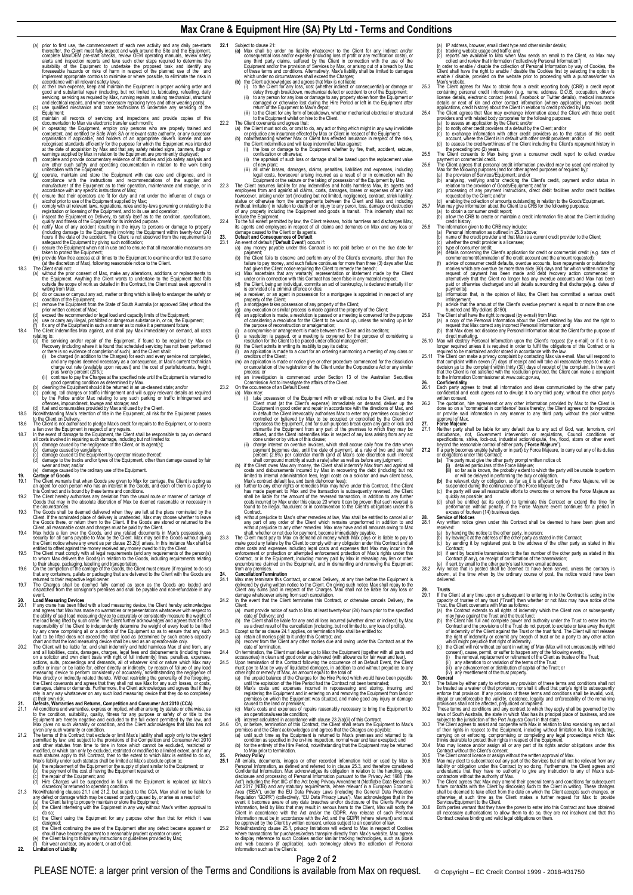(a) prior to first use, the commencement of each new activity and any daily pre-starts thereafter, the Client must fully inspect and walk around the Site and the Equipment, complete Max/OEM pre-start checks, review OEM operating manuals, review safety alerts and inspection reports and take such other steps required to determine the suitability of the Equipment to undertake the proposed task and identify any foreseeable hazards or risks of harm in respect of the planned use of the and implement appropriate controls to minimise or where possible, to eliminate the risks in accordance with all relevant safety laws;
(b) at their own expense, keep and maintain the Equipment in proper working order and good and substantial repair (including, but not limited to, lubricating, refuelling, daily servicing, servicing as required by Max, running repairs, marking mechanical, structural and electrical repairs, and where necessary replacing tyres and other wearing parts);
(c) use qualified mechanics and crane technicians to undertake any servicing of the Equipment;
(d) maintain all records of servicing and inspections and provide copies of this documentation to Max via electronic transfer each month;
(e) in operating the Equipment, employ only persons who are properly trained and competent, and certified by Safe Work SA or relevant state authority, or any successor organisation if applicable, and holders of an appropriate driver's license and use recognised standards efficiently for the purpose for which the Equipment was intended at the date of acquisition by Max and that any safety related signs, banners, flags or warnings supplied by Max in relation to the Equipment are prominently displayed;
(f) complete and provide documentary evidence of lift studies and job safety analysis and any other such safety and operating documentation in relation to the work being undertaken with the Equipment;
(g) operate, maintain and store the Equipment with due care and diligence, and in compliance with the instructions and recommendations of the supplier and manufacturer of the Equipment as to their operation, maintenance and storage, or in accordance with any specific instructions of Max;
(h) ensure that their operators are fit for duty and not under the influence of drugs or alcohol prior to use of the Equipment supplied by Max;
(i) comply with all relevant laws, regulations, rules and by-laws governing or relating to the registration or licensing of the Equipment, and to its use and operation;
(j) inspect the Equipment on Delivery, to satisfy itself as to the condition, specifications, quality and fitness of the Equipment for its intended purpose;
(k) notify Max of any accident resulting in the injury to persons or damage to property (including damage to the Equipment) involving the Equipment within twenty-four (24) hours if the date of the accident. The Client is not absolved from the requirements to safeguard the Equipment by giving such notification;
(l) secure the Equipment when not in use and to ensure that all reasonable measures are taken to protect the Equipment;
(m) provide Max free access at all times to the Equipment to examine and/or test the same (at the discretion of Max), following reasonable notice to the Client.

18.3 The Client shall not:
(a) without the prior consent of Max, make any alterations, additions or replacements to the Equipment. Anything the Client wants to undertake to the Equipment that falls outside the scope of work as detailed in this Contract, the Client must seek approval in writing from Max;
(b) do or cause or carryout any act, matter or thing which is likely to endanger the safety or condition of the Equipment;
(c) remove the Equipment from the State of South Australia (or approved Site) without the prior written consent of Max;
(d) exceed the recommended or legal load and capacity limits of the Equipment;
(e) use or carry any illegal, prohibited or dangerous substance in, or on, the Equipment;
(f) fix any of the Equipment in such a manner as to make it a permanent fixture.

18.4 The Client indemnifies Max against, and shall pay Max immediately on demand, all costs relating to:
(a) the servicing and/or repair of the Equipment, if found to be required by Max on Recovery (including where it is found that scheduled servicing has not been performed or there is no evidence of completion of such), and the Client shall:
(i) be charged (in addition to the Charges) for each and every service not completed, and any repairs deemed necessary as a consequence, at Max's current technician charge out rate (available upon request) and the cost of parts/lubricants, freight, plus twenty percent (20%);
(ii) continue to pay the Charges at the specified rate until the Equipment is returned to good operating condition as determined by Max.
(b) cleaning the Equipment should it be returned in an un-cleaned state; and/or
(c) parking, toll charges or traffic infringement and will supply relevant details as required by the Police and/or Max relating to any such parking or traffic infringement and offences, impoundment, towage and storage; and
(d) fuel and consumables provided by Max and used by the Client.

18.5 Notwithstanding Max's retention of title in the Equipment, all risk for the Equipment passes to the Client on Delivery.

18.6 The Client is not authorised to pledge Max's credit for repairs to the Equipment, or to create a lien over the Equipment in respect of any repairs.

18.7 In the event of damage to the Equipment, the Client shall be responsible to pay on demand all costs involved in repairing such damage, including but not limited to:
(a) damage caused by the negligence of the Client, or its agent(s);
(b) damage caused by vandalism;
(c) damage caused to the Equipment by operator misuse thereof;
(d) damage to the tracks and/or tyres of the Equipment, other than damage caused by fair wear and tear; and/or
(e) damage caused by the ordinary use of the Equipment.

**19. Cartage of Goods**

19.1 The Client warrants that when Goods are given to Max for carriage, the Client is acting as an agent for each person who has an interest in the Goods, and each of them is a party to this Contract and is bound by these terms and conditions.

19.2 The Client hereby authorises any deviation from the usual route or manner of carriage of Goods that may in the absolute discretion of Max be deemed reasonable or necessary in the circumstances.

19.3 The Goods shall be deemed delivered when they are left at the place nominated by the Client. If the nominated place of delivery is unattended, Max may choose whether to leave the Goods there, or return them to the Client. If the Goods are stored or returned to the Client, all reasonable costs and charges must be paid by the Client.

19.4 Max holds a lien over the Goods, and any related documents in Max's possession, as security for all sums payable to Max by the Client. Max may sell the Goods without giving the Client notice where any event as per clause 23.2(d) arises. In this instance Max shall be entitled to offset against the money received any money owed to it by the Client.

19.5 The Client must comply with all legal requirements (and any requirements of the person(s) to whom Max delivers the Goods) in relation to the Goods, including requirements relating to their shape, packaging, labelling and transportation.

19.6 On the completion of the carriage of the Goods, the Client must ensure (if required to do so) that any containers, pallets or packaging that are delivered to the Client with the Goods are returned to their respective legal owner.

19.7 The Charges shall be deemed fully earned as soon as the Goods are loaded and dispatched from the consignor's premises and shall be payable and non-refundable in any event.

**20. Load Measuring Devices**

20.1 If any crane has been fitted with a load measuring device, the Client hereby acknowledges and agrees that Max has made no warranties or representations whatsoever with respect to the ability of said load measuring device to accurately or consistently measure the weight of the load being lifted by such crane. The Client further acknowledges and agrees that it is the responsibility of the Client to independently determine the weight of every load to be lifted by any crane comprising all or a portion of the Equipment so as to ensure that any such load to be lifted does not exceed the rated load as determined by such crane's capacity chart and that the load measuring device shall be used as an operator-aide only.

20.2 The Client will be liable for, and shall indemnify and hold harmless Max of and from, any and all liabilities, costs, damages, charges, legal fees and disbursements (including those on a solicitor and own client basis with right of full indemnity) fines, penalties, expenses, actions, suits, proceedings and demands, all of whatever kind or nature which Max may suffer or incur or be liable for, either directly or indirectly, by reason of failure of any load measuring device to perform consistently or accurately, notwithstanding the negligence of Max directly or indirectly related thereto. Without restricting the generality of the foregoing, the Client covenants and agrees that they shall not sue Max for any such losses, costs, damages, claims or demands. Furthermore, the Client acknowledges and agrees that if they rely in any way whatsoever on any such load measuring device that they do so completely at their own risk.

**21. Defects, Warranties and Returns, Competition and Consumer Act 2010 (CCA)**

21.1 All conditions and warranties, express or implied, whether arising by statute or otherwise, as to the condition, suitability, quality, fitness for any purpose or safety of or title to the Equipment are hereby negative and excluded to the full extent permitted by the law, and Max gives no such warranty or condition, and the Client acknowledges that Max has not given any such warranty or condition.

21.2 The terms of this Contract that exclude or limit Max's liability shall apply only to the extent permitted by law, and subject to the provisions of the Competition and Consumer Act 2010 and other statutes from time to time in force which cannot be excluded, restricted or modified, or which can only be excluded, restricted or modified to a limited extent, and if any such statutes apply to this Contract, then to the extent to which Max is entitled to do so, Max's liability under such statutes shall be limited at Max's absolute option to:
(a) the replacement of the Equipment or the supply of plant similar to the Equipment; or
(b) the payment of the cost of having the Equipment repaired; or
(c) the repair of the Equipment; and
(d) Hire Charges will be suspended in full until the Equipment is replaced (at Max's discretion) or returned to operating condition.

21.3 Notwithstanding clauses 21.1 and 21.2, but subject to the CCA, Max shall not be liable for any defect or damage which may be caused or partly caused by, or arise as a result of:
(a) the Client failing to properly maintain or store the Equipment;
(b) the Client interfering with the Equipment in any way without Max's written approval to do so;
(c) the Client using the Equipment for any purpose other than that for which it was designed;
(d) the Client continuing the use of the Equipment after any defect became apparent or should have become apparent to a reasonably prudent operator or user;
(e) the Client failing to follow any instructions or guidelines provided by Max;
(f) fair wear and tear, any accident, or act of God.

**22. Limitation of Liability**

22.1 Subject to clause 21:
**(a)** Max shall be under no liability whatsoever to the Client for any indirect and/or consequential loss and/or expense (including loss of profit or any rectification costs), or any third party claims, suffered by the Client in connection with the use of the Equipment and/or the provision of Services by Max, or arising out of a breach by Max of these terms and conditions. Alternatively, Max's liability shall be limited to damages which under no circumstances shall exceed the Charges;
**(b)** the Client acknowledges and agrees that Max is not liable:
(i) to the Client for any loss, cost (whether indirect or consequential) or damage or delay through breakdown, mechanical defect or accident to or of the Equipment;
(ii) to any person for any loss or damage to any property stolen from the Equipment or damaged or otherwise lost during the Hire Period or left in the Equipment after return of the Equipment to Max's depot;
(iii) to the Client for any form of breakdown, whether mechanical electrical or structural to the Equipment whilst on hire to the Client.

22.2 The Client covenants and agrees that:
(a) the Client must not do, or omit to do, any act or thing which might in any way invalidate or prejudice any insurance effected by Max or Client in respect of the Equipment;
(b) notwithstanding whether Max or Client has effected insurance in respect of the risks, the Client indemnifies and will keep indemnified Max against:
(i) the loss or damage to the Equipment whether by fire, theft, accident, seizure, confiscation or otherwise;
(ii) the appraisal of such loss or damage shall be based upon the replacement value of new plant;
(iii) all other losses, damages, claims, penalties, liabilities and expenses, including legal costs, howsoever arising incurred as a result of or in connection with the Equipment or the seizure or the taking of possession of the Equipment by Max.

22.3 The Client assumes liability for any indemnifies and holds harmless Max, its agents and employees from and against all claims, costs, damages, losses or expenses of any kind howsoever, arising under tort (including but not limited, negligence), contract, strict liability, statue or otherwise from the arrangements between the Client and Max and including (without limitation) in relation to death of or injury to any person, loss, damage or destruction of any property including the Equipment and goods in transit. This indemnity shall not include the Equipment.

22.4 To the full extent permitted by law, the Client releases, holds harmless and discharges Max, its agents and employees in respect of all claims and demands on Max and any loss or damage caused to the Client or its agents.

**23. Default and Consequences of Default**

23.1 An event of default ("**Default Event**") occurs if:
(a) any money payable under this Contract is not paid before or on the due date for payment;
(b) the Client fails to observe and perform any of the Client's covenants, other than the failure to pay money, and such failure continues for more than three (3) days after Max had given the Client notice requiring the Client to remedy the breach;
(c) Max ascertains that any warranty, representation or statement made by the Client under or in connection with this Contract has been false in any material respect;
(d) the Client, being an individual, commits an act of bankruptcy, is declared mentally ill or is convicted of a criminal offence or dies;
(e) a receiver, or an agent in possession for a mortgagee is appointed in respect of any property of the Client;
(f) a mortgagee takes possession of any property of the Client;
(g) any execution or similar process is made against the property of the Client;
(h) an application is made, a resolution is passed or a meeting is convened for the purpose of considering a resolution for the Client to be wound up, unless the winding up is for the purpose of reconstruction or amalgamation;
(i) a compromise or arrangement is made between the Client and its creditors;
(j) a resolution is passed, or a meeting is convened for the purpose of considering a resolution for the Client to be placed under official management;
(k) the Client admits in writing its inability to pay its debts;
(l) an application is made to a court for an ordering summoning a meeting of a class or creditors of the Client;
(m) an application is made or notice give or other procedure commenced for the dissolution or cancellation of the registration of the Client under the Corporations Act or any similar process; or
(n) an investigation is commenced under Section 13 of the Australian Securities Commission Act to investigate the affairs of the Client.

23.2 On the occurrence of an Default Event:
(a) Max may:
(i) take possession of the Equipment with or without notice to the Client, and the Client must (at the Client's expense) immediately on demand, deliver up the Equipment in good order and repair in accordance with the directions of Max, and in default the Client irrevocably authorises Max to enter any premises occupied or controlled by the Client or reasonably believed by Max to be occupied or controlled by the Client and repossess the Equipment, and for such purposes break open any gate or lock and dismantle the Equipment from any part of the premises to which they may be affixed, and the Client indemnifies Max in respect of any loss arising from any act done under or by virtue of this clause;
(ii) charge interest on overdue invoices, which shall accrue daily from the date when payment becomes due, until the date of payment, at a rate of two and one half percent (2.5%) per calendar month (and at Max's sole discretion such interest shall compound monthly at such a rate) after as well as before any judgment;
(b) if the Client owes Max any money, the Client shall indemnify Max from and against all costs and disbursements incurred by Max in recovering the debt (including but not limited to internal administration fees, legal costs on a solicitor and own client basis, Max's contract default fee, and bank dishonour fees);
(c) further to any other rights or remedies Max may have under this Contract, if the Client has made payment to Max and the transaction is subsequently reversed, the Client shall be liable for the amount of the reversed transaction, in addition to any further costs incurred by Max under this clause 23 where it can be proven that such reversal is found to be illegal, fraudulent or in contravention to the Client's obligations under this Contract.
(d) without prejudice to Max's other remedies at law, Max shall be entitled to cancel all or any part of any order of the Client which remains unperformed in addition to and without prejudice to any other remedies Max may have and all amounts owing to Max shall, whether or not due for payment, become immediately payable.

23.3 The Client must pay to Max on demand all money which Max pays or is liable to pay to make good any failure by the Client to comply with any obligation under this Contract and all other costs and expenses including legal costs and expenses that Max may incur in the enforcement or protection or attempted enforcement protection of Max's rights under this Contract, or in the Equipment, including money paid by Max in releasing any lien or other encumbrance claimed on the Equipment, and in dismantling and removing the Equipment from any premises.

**24. Cancellation/Termination**

24.1 Max may terminate this Contract, or cancel Delivery, at any time before the Equipment is delivered by giving written notice to the Client. On giving such notice Max shall repay to the Client any sums paid in respect of the Charges. Max shall not be liable for any loss or damage whatsoever arising from such cancellation.

24.2 In the event that the Client terminates this Contract, or otherwise cancels Delivery, the Client:
(a) must provide notice of such to Max at least twenty-four (24) hours prior to the specified date of Delivery; and
(b) the Client shall be liable for any and all loss incurred (whether direct or indirect) by Max as a direct result of the cancellation (including, but not limited to, any loss of profits).

24.3 Except so far as clause 24.1 applies, on termination Max shall be entitled to:
(a) retain all monies paid to it under this Contract; and
(b) recover from the Client any other monies due and owing under this Contract as at the date of termination.

24.4 On termination, the Client must deliver up to Max the Equipment (together with all parts and accessories) in clean and good order as delivered (with allowance for fair wear and tear).

24.5 Upon termination of this Contract following the occurrence of an Default Event, the Client must pay to Max by way of liquidated damages, in addition to and without prejudice to any other right or remedy of Max, an amount equal to the total of:
(a) the unpaid balance of the Charges for the Hire Period which would have been payable until the expiration of the Hire Period had the Contract not been terminated;
(b) Max's costs and expenses incurred in repossessing and storing, insuring and registering the Equipment and in entering on and removing the Equipment from land or premises on which the Equipment was situated, and make good any injury or damage caused to the land or premises;
(c) Max's costs and expenses of repairs reasonably necessary to bring the Equipment to an operational/useable condition;
(d) interest calculated in accordance with clause 23.2(a)(ii) of this Contract.

24.6 On, or before, termination of this Contract, the Client shall return the Equipment to Max's premises and the Client acknowledges and agrees that the Charges are payable:
(a) until such time as the Equipment is returned to Max's premises and returned to its condition as specified in the on-hire inspection, normal wear and tear excepted; and
(b) for the entirety of the Hire Period, notwithstanding that the Equipment may be returned to Max prior to termination.

**25. Privacy Policy**

**25.1** All emails, documents, images or other recorded information held or used by Max is Personal Information, as defined and referred to in clause 25.3, and therefore considered Confidential Information. Max acknowledges its obligation in relation to the handling, use, disclosure and processing of Personal Information pursuant to the Privacy Act 1988 ("the Act") including the Part IIIC of the Act being Privacy Amendment (Notifiable Data Breaches) Act 2017 (NDB) and any statutory requirements, where relevant in a European Economic Area ("EEA"), under the EU Data Privacy Laws (including the General Data Protection Regulation "GDPR") (collectively, "EU Data Privacy Laws"). Max acknowledges that in the event it becomes aware of any data breaches and/or disclosure of the Clients Personal Information, held by Max that may result in serious harm to the Client, Max will notify the Client in accordance with the Act and/or the GDPR. Any release of such Personal Information must be in accordance with the Act and the GDPR (where relevant) and must be approved by the Client by written consent, unless subject to an operation of law.

25.2 Notwithstanding clause 25.1, privacy limitations will extend to Max in respect of Cookies where transactions for purchases/orders transpire directly from Max's website. Max agrees to display reference to such Cookies and/or similar tracking technologies, such as pixels and web beacons (if applicable), such technology allows the collection of Personal Information such as the Client's:
(a) IP address, browser, email client type and other similar details;
(b) tracking website usage and traffic; and
(c) reports are available to Max when Max sends an email to the Client, so Max may collect and review that information ("collectively Personal Information")

In order to enable / disable the collection of Personal Information by way of Cookies, the Client shall have the right to enable / disable the Cookies first by selecting the option to enable / disable, provided on the website prior to proceeding with a purchase/order via Max's website.

25.3 The Client agrees for Max to obtain from a credit reporting body (CRB) a credit report containing personal credit information (e.g. name, address, D.O.B, occupation, driver's license details, electronic contact (email, Facebook or Twitter details), medical insurance details or next of kin and other contact information (where applicable), previous credit applications, credit history) about the Client in relation to credit provided by Max.

25.4 The Client agrees that Max may exchange information about the Client with those credit providers and with related body corporates for the following purposes:
(a) to assess an application by the Client; and/or
(b) to notify other credit providers of a default by the Client; and/or
(c) to exchange information with other credit providers as to the status of this credit account, where the Client is in default with other credit providers; and/or
(d) to assess the creditworthiness of the Client including the Client's repayment history in the preceding two (2) years.

25.5 The Client consents to Max being given a consumer credit report to collect overdue payment on commercial credit.

25.6 The Client agrees that personal credit information provided may be used and retained by Max for the following purposes (and for other agreed purposes or required by):
(a) the provision of Services/Equipment; and/or
(b) analysing, verifying and/or checking the Client's credit, payment and/or status in relation to the provision of Goods/Equipment; and/or
(c) processing of any payment instructions, direct debit facilities and/or credit facilities requested by the Client; and/or
(d) enabling the collection of amounts outstanding in relation to the Goods/Equipment.

25.7 Max may give information about the Client to a CRB for the following purposes:
(a) to obtain a consumer credit report;
(b) allow the CRB to create or maintain a credit information file about the Client including credit history.

25.8 The information given to the CRB may include:
(a) Personal Information as outlined in 25.3 above;
(b) name of the credit provider and that Max is a current credit provider to the Client;
(c) whether the credit provider is a licensee;
(d) type of consumer credit;
(e) details concerning the Client's application for credit or commercial credit (e.g. date of commencement/termination of the credit account and the amount requested);
(f) advice of consumer credit defaults, overdue accounts, loan repayments or outstanding monies which are overdue by more than sixty (60) days and for which written notice for request of payment has been made and debt recovery action commenced or alternatively that the Client no longer has any overdue accounts and Max has been paid or otherwise discharged and all details surrounding that discharge(e.g. dates of payments);
(g) information that, in the opinion of Max, the Client has committed a serious credit infringement;
(h) advice that the amount of the Client's overdue payment is equal to or more than one hundred and fifty dollars ($150).

25.9 The Client shall have the right to request (by e-mail) from Max:
(a) a copy of the Personal Information about the Client retained by Max and the right to request that Max correct any incorrect Personal Information; and
(b) that Max does not disclose any Personal Information about the Client for the purpose of direct marketing.

25.10 Max will destroy Personal Information upon the Client's request (by e-mail) or if it is no longer required unless it is required in order to fulfil the obligations of this Contract or is required to be maintained and/or stored in accordance with the law.

25.11 The Client can make a privacy complaint by contacting Max via e-mail. Max will respond to that complaint within seven (7) days of receipt and will take all reasonable steps to make a decision as to the complaint within thirty (30) days of receipt of the complaint. In the event that the Client is not satisfied with the resolution provided, the Client can make a complaint to the Information Commissioner at www.oaic.gov.au.

**26. Confidentiality**

26.1 Each party agrees to treat all information and ideas communicated by the other party confidential and each agrees not to divulge it to any third party, without the other party's written consent.

26.2 The quotation, hire agreement or any other information provided by the Client to Max shall be done so on a "commercial in confidence" basis thereby, the Client agrees not to reproduce or provide said information in any manner to any third party without the prior written approval of Max.

**27. Force Majeure**

27.1 Neither party shall be liable for any default due to any act of God, war, terrorism, civil disturbance, riot, Government intervention or regulations, Council conditions or specifications, strike, lock-out, industrial action/dispute, fire, flood, storm or other event beyond the reasonable control of either party ("**Force Majeure**").

**27.2** If a party becomes unable (wholly or in part) by Force Majeure, to carry out any of its duties or obligations under this Contract:
**(a)** The party must give the other party prompt written notice of:
**(i)** detailed particulars of the Force Majeure;
**(ii)** so far as is known, the probably extent to which the party will be unable to perform or will be delayed in performing the duty or obligation.
**(b)** the relevant duty or obligation, so far as it is affected by the Force Majeure, will be suspended during the continuance of the Force Majeure; and
(c) the party will use all reasonable efforts to overcome or remove the Force Majeure as quickly as possible; and
(d) shall be entitled (at its option) to terminate this Contract or extend the time for performance without penalty, if the Force Majeure event continues for a period in excess of fourteen (14) business days.

**28. Service of Notices**

28.1 Any written notice given under this Contract shall be deemed to have been given and received:
(a) by handing the notice to the other party, in person;
(b) by leaving it at the address of the other party as stated in this Contract;
(c) by sending it by registered post to the address of the other party as stated in this Contract;
(d) if sent by facsimile transmission to the fax number of the other party as stated in this Contract (if any), on receipt of confirmation of the transmission;
(e) if sent by email to the other party's last known email address.

28.2 Any notice that is posted shall be deemed to have been served, unless the contrary is shown, at the time when by the ordinary course of post, the notice would have been delivered.

**29. Trusts**

29.1 If the Client at any time upon or subsequent to entering in to the Contract is acting in the capacity of trustee of any trust ("Trust") then whether or not Max may have notice of the Trust, the Client covenants with Max as follows:
(a) the Contract extends to all rights of indemnity which the Client now or subsequently may have against the Trust and the trust fund;
(b) the Client has full and complete power and authority under the Trust to enter into the Contract and the provisions of the Trust do not purport to exclude or take away the right of indemnity of the Client against the Trust or the trust fund. The Client will not release the right of indemnity or commit any breach of trust or be a party to any other action which might prejudice that right of indemnity.
(c) the Client will not without consent in writing of Max (Max will not unreasonably withhold consent), cause, permit, or suffer to happen any of the following events;
(i) the removal, replacement or retirement of the Client as trustee of the Trust;
(ii) any alteration to or variation of the terms of the Trust;
(iii) any advancement or distribution of capital of the Trust; or
(iv) any resettlement of the trust property.

**30. General**

30.1 The failure by either party to enforce any provision of these terms and conditions shall not be treated as a waiver of that provision, nor shall it affect that party's right to subsequently enforce that provision. If any provision of these terms and conditions shall be invalid, void, illegal or unenforceable the validity, existence, legality and enforceability of the remaining provisions shall not be affected, prejudiced or impaired.

30.2 These terms and conditions and any contract to which they apply shall be governed by the laws of South Australia, the state in which Max has its principal place of business, and are subject to the jurisdiction of the Port Augusta Court in that state.

30.3 The Client agrees to assist and cooperate with Max in relation to Max exercising any and all of their rights in respect to the Equipment, including without limitation to, Max instituting, carrying on or enforcing, compromising or completing any legal proceedings which Max thinks desirable to protect their rights in respect of the Equipment.

30.4 Max may licence and/or assign all or any part of its rights and/or obligations under this Contract without the Client's consent.

30.5 The Client cannot licence or assign without the written approval of Max.

30.6 Max may elect to subcontract out any part of the Services but shall not be relieved from any liability or obligation under this Contract by so doing. Furthermore, the Client agrees and understands that they have no authority to give any instruction to any of Max's sub-contractors without the authority of Max.

30.7 The Client agrees that Max may amend their general terms and conditions for subsequent future contracts with the Client by disclosing such to the Client in writing. These changes shall be deemed to take effect from the date on which the Client accepts such changes, or otherwise at such time as the Client makes a further request for Max to provide Services/Equipment to the Client.

30.8 Both parties warrant that they have the power to enter into this Contract and have obtained all necessary authorisations to allow them to do so, they are not insolvent and that this Contract creates binding and valid legal obligations on them.